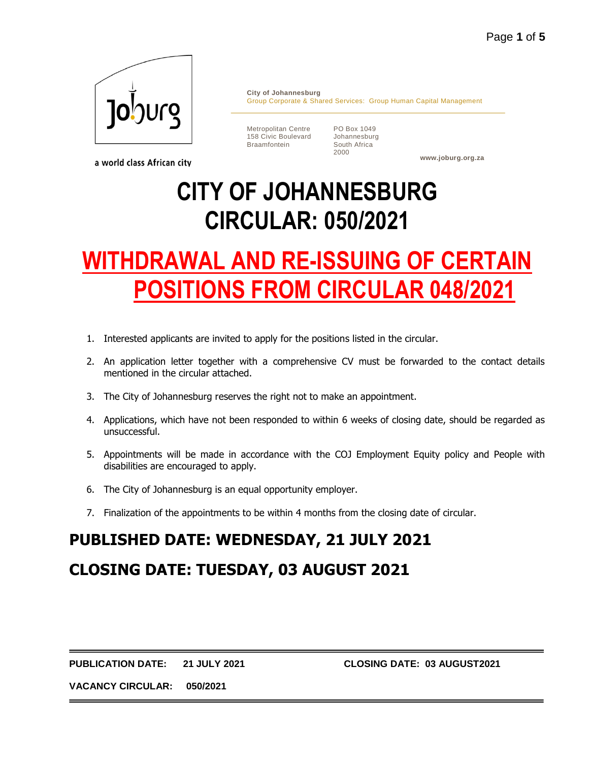a world class African city

**City of Johannesburg**
Group Corporate & Shared Services: Group Human Capital Management

Metropolitan Centre
158 Civic Boulevard
Braamfontein

PO Box 1049
Johannesburg
South Africa
2000

**www.joburg.org.za**

# CITY OF JOHANNESBURG CIRCULAR: 050/2021

# WITHDRAWAL AND RE-ISSUING OF CERTAIN POSITIONS FROM CIRCULAR 048/2021

1. Interested applicants are invited to apply for the positions listed in the circular.
2. An application letter together with a comprehensive CV must be forwarded to the contact details mentioned in the circular attached.
3. The City of Johannesburg reserves the right not to make an appointment.
4. Applications, which have not been responded to within 6 weeks of closing date, should be regarded as unsuccessful.
5. Appointments will be made in accordance with the COJ Employment Equity policy and People with disabilities are encouraged to apply.
6. The City of Johannesburg is an equal opportunity employer.
7. Finalization of the appointments to be within 4 months from the closing date of circular.

## PUBLISHED DATE: WEDNESDAY, 21 JULY 2021

## CLOSING DATE: TUESDAY, 03 AUGUST 2021

**PUBLICATION DATE:** **21 JULY 2021** **CLOSING DATE: 03 AUGUST2021**

**VACANCY CIRCULAR:** **050/2021**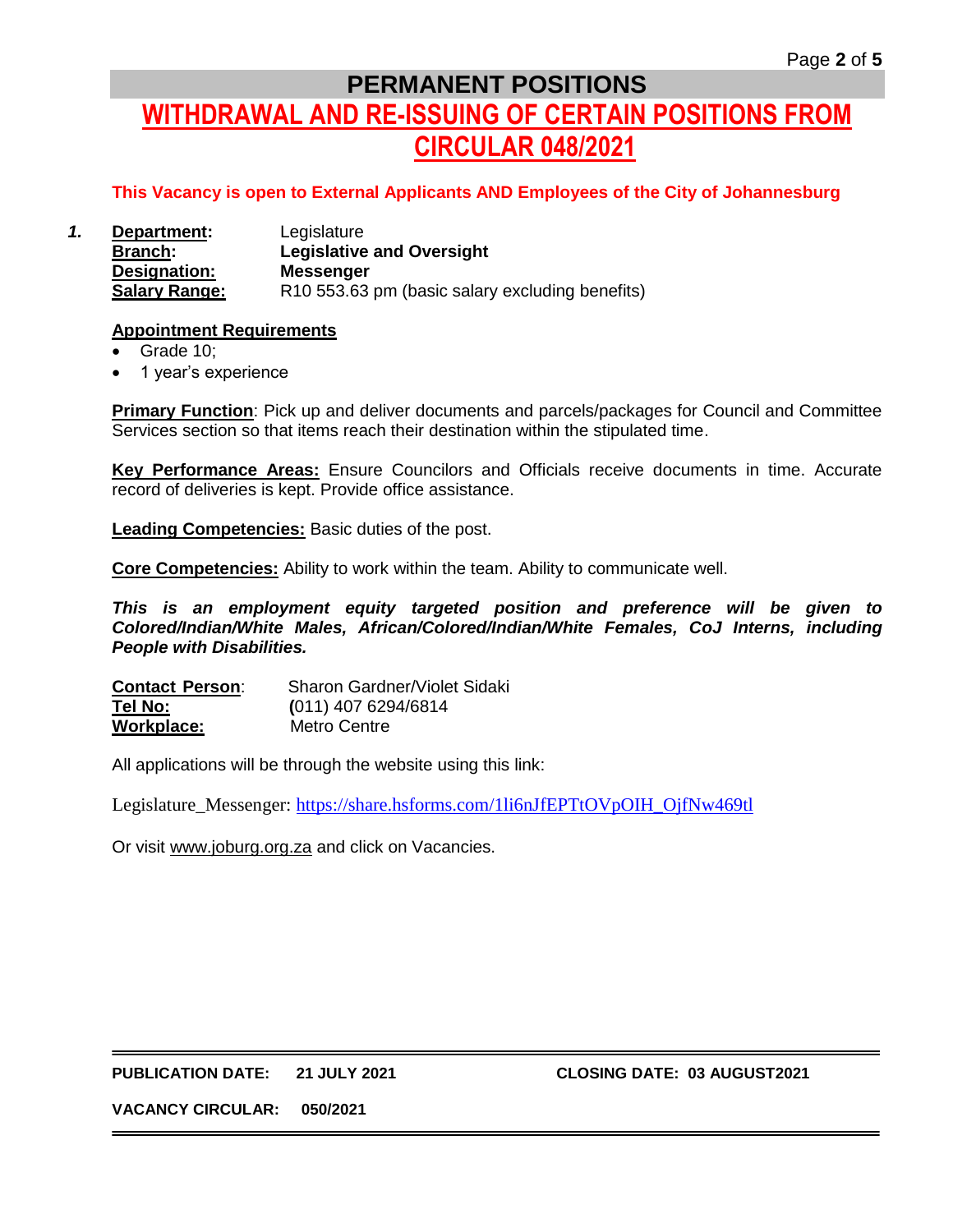# PERMANENT POSITIONS

## WITHDRAWAL AND RE-ISSUING OF CERTAIN POSITIONS FROM CIRCULAR 048/2021

**This Vacancy is open to External Applicants AND Employees of the City of Johannesburg**

***1.*** **Department:** Legislature
**Branch:** **Legislative and Oversight**
**Designation:** **Messenger**
**Salary Range:** R10 553.63 pm (basic salary excluding benefits)

**Appointment Requirements**

- Grade 10;
- 1 year's experience

**Primary Function**: Pick up and deliver documents and parcels/packages for Council and Committee Services section so that items reach their destination within the stipulated time.

**Key Performance Areas:** Ensure Councilors and Officials receive documents in time. Accurate record of deliveries is kept. Provide office assistance.

**Leading Competencies:** Basic duties of the post.

**Core Competencies:** Ability to work within the team. Ability to communicate well.

***This is an employment equity targeted position and preference will be given to Colored/Indian/White Males, African/Colored/Indian/White Females, CoJ Interns, including People with Disabilities.***

**Contact Person**: Sharon Gardner/Violet Sidaki
**Tel No:** (011) 407 6294/6814
**Workplace:** Metro Centre

All applications will be through the website using this link:

Legislature_Messenger: https://share.hsforms.com/1li6nJfEPTtOVpOIH_OjfNw469tl

Or visit www.joburg.org.za and click on Vacancies.

**PUBLICATION DATE: 21 JULY 2021** **CLOSING DATE: 03 AUGUST2021**

**VACANCY CIRCULAR: 050/2021**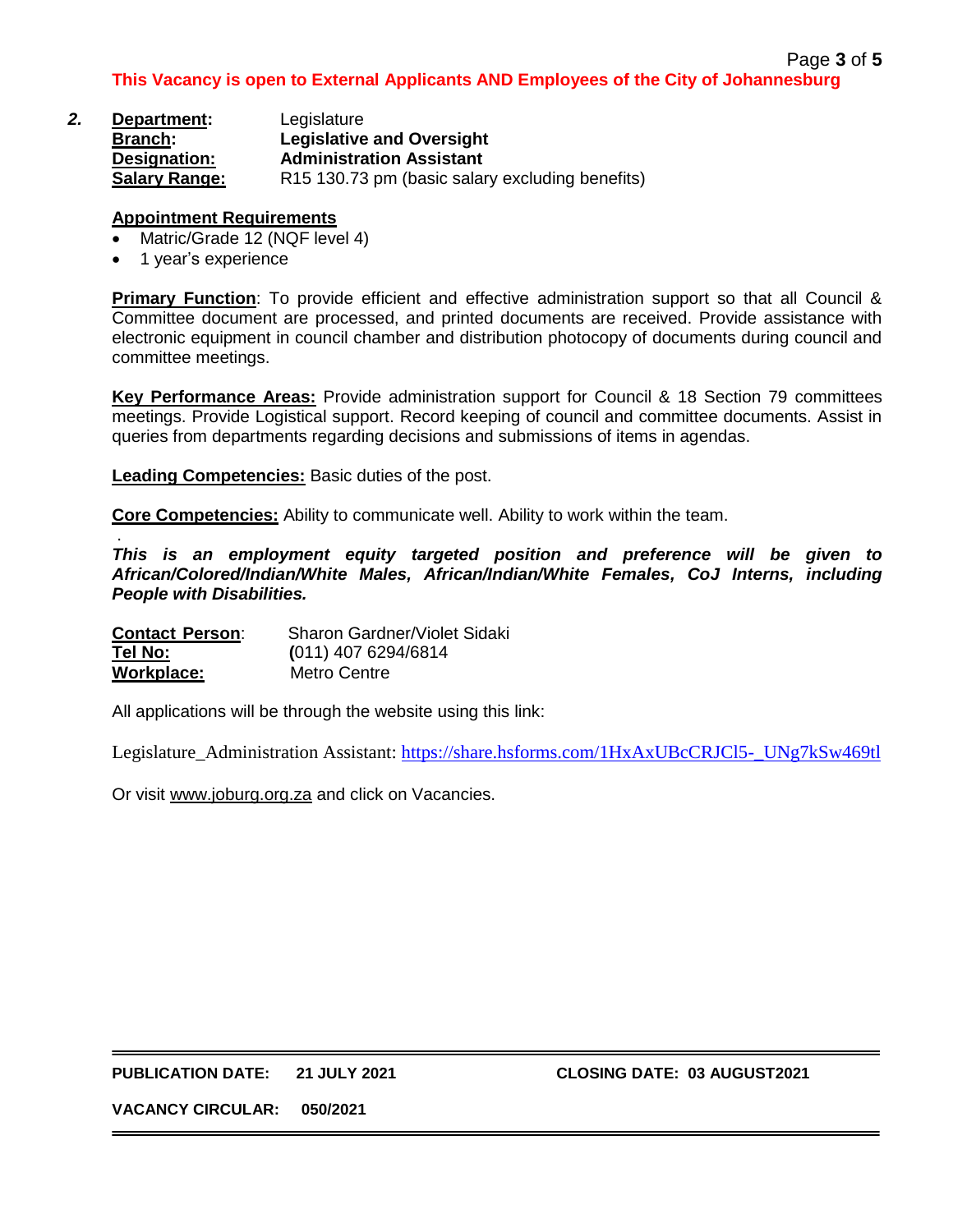**This Vacancy is open to External Applicants AND Employees of the City of Johannesburg**

***2.*** **Department:** Legislature
**Branch:** **Legislative and Oversight**
**Designation:** **Administration Assistant**
**Salary Range:** R15 130.73 pm (basic salary excluding benefits)

**Appointment Requirements**

- Matric/Grade 12 (NQF level 4)
- 1 year's experience

**Primary Function**: To provide efficient and effective administration support so that all Council & Committee document are processed, and printed documents are received. Provide assistance with electronic equipment in council chamber and distribution photocopy of documents during council and committee meetings.

**Key Performance Areas:** Provide administration support for Council & 18 Section 79 committees meetings. Provide Logistical support. Record keeping of council and committee documents. Assist in queries from departments regarding decisions and submissions of items in agendas.

**Leading Competencies:** Basic duties of the post.

**Core Competencies:** Ability to communicate well. Ability to work within the team.

.

***This is an employment equity targeted position and preference will be given to African/Colored/Indian/White Males, African/Indian/White Females, CoJ Interns, including People with Disabilities.***

**Contact Person**: Sharon Gardner/Violet Sidaki
**Tel No:** (011) 407 6294/6814
**Workplace:** Metro Centre

All applications will be through the website using this link:

Legislature_Administration Assistant: https://share.hsforms.com/1HxAxUBcCRJCl5-_UNg7kSw469tl

Or visit www.joburg.org.za and click on Vacancies.

**PUBLICATION DATE: 21 JULY 2021** **CLOSING DATE: 03 AUGUST2021**

**VACANCY CIRCULAR: 050/2021**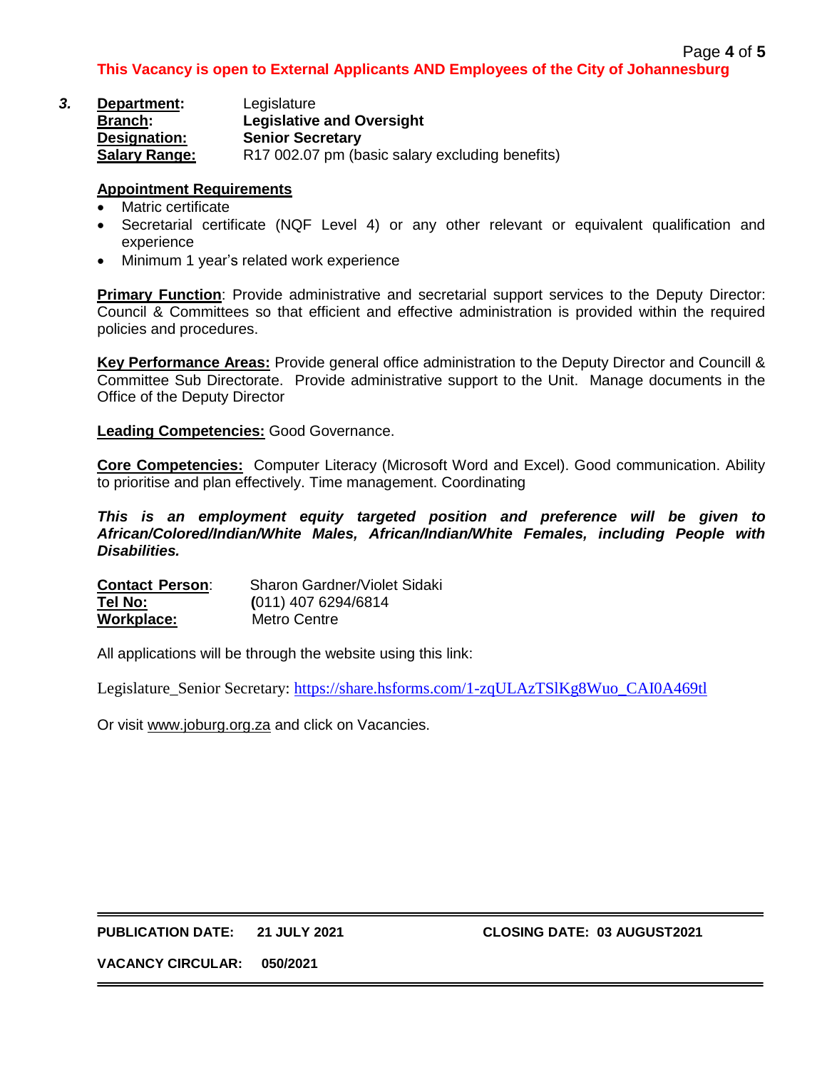**This Vacancy is open to External Applicants AND Employees of the City of Johannesburg**

***3.*** **Department:** Legislature
**Branch:** **Legislative and Oversight**
**Designation:** **Senior Secretary**
**Salary Range:** R17 002.07 pm (basic salary excluding benefits)

**Appointment Requirements**

- Matric certificate
- Secretarial certificate (NQF Level 4) or any other relevant or equivalent qualification and experience
- Minimum 1 year's related work experience

**Primary Function**: Provide administrative and secretarial support services to the Deputy Director: Council & Committees so that efficient and effective administration is provided within the required policies and procedures.

**Key Performance Areas:** Provide general office administration to the Deputy Director and Councill & Committee Sub Directorate. Provide administrative support to the Unit. Manage documents in the Office of the Deputy Director

**Leading Competencies:** Good Governance.

**Core Competencies:** Computer Literacy (Microsoft Word and Excel). Good communication. Ability to prioritise and plan effectively. Time management. Coordinating

***This is an employment equity targeted position and preference will be given to African/Colored/Indian/White Males, African/Indian/White Females, including People with Disabilities.***

**Contact Person**: Sharon Gardner/Violet Sidaki
**Tel No:** (011) 407 6294/6814
**Workplace:** Metro Centre

All applications will be through the website using this link:

Legislature_Senior Secretary: https://share.hsforms.com/1-zqULAzTSlKg8Wuo_CAI0A469tl

Or visit www.joburg.org.za and click on Vacancies.

**PUBLICATION DATE: 21 JULY 2021** **CLOSING DATE: 03 AUGUST2021**

**VACANCY CIRCULAR: 050/2021**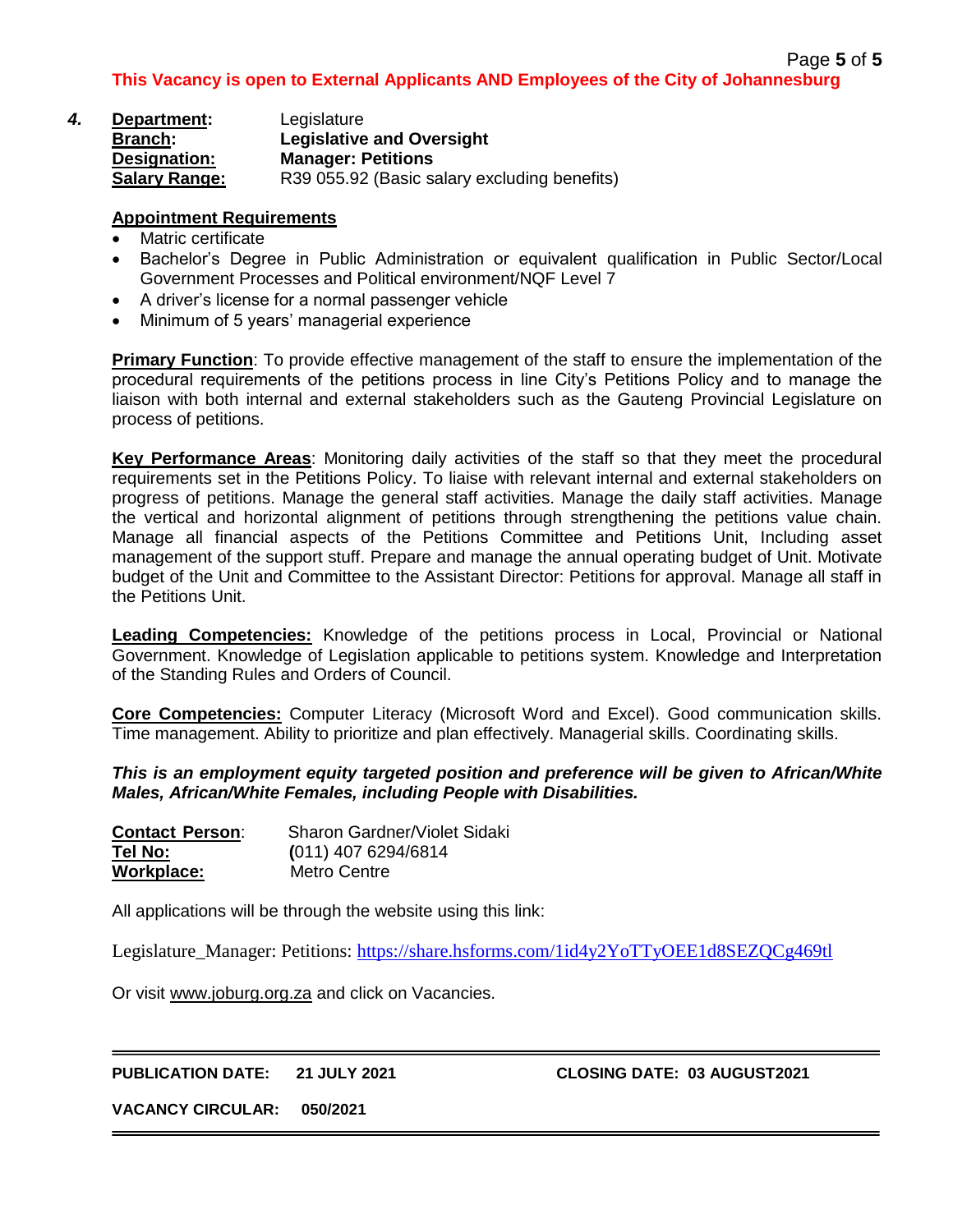**This Vacancy is open to External Applicants AND Employees of the City of Johannesburg**

***4.*** **Department:** Legislature
**Branch:** **Legislative and Oversight**
**Designation:** **Manager: Petitions**
**Salary Range:** R39 055.92 (Basic salary excluding benefits)

**Appointment Requirements**

- Matric certificate
- Bachelor's Degree in Public Administration or equivalent qualification in Public Sector/Local Government Processes and Political environment/NQF Level 7
- A driver's license for a normal passenger vehicle
- Minimum of 5 years' managerial experience

**Primary Function**: To provide effective management of the staff to ensure the implementation of the procedural requirements of the petitions process in line City's Petitions Policy and to manage the liaison with both internal and external stakeholders such as the Gauteng Provincial Legislature on process of petitions.

**Key Performance Areas**: Monitoring daily activities of the staff so that they meet the procedural requirements set in the Petitions Policy. To liaise with relevant internal and external stakeholders on progress of petitions. Manage the general staff activities. Manage the daily staff activities. Manage the vertical and horizontal alignment of petitions through strengthening the petitions value chain. Manage all financial aspects of the Petitions Committee and Petitions Unit, Including asset management of the support stuff. Prepare and manage the annual operating budget of Unit. Motivate budget of the Unit and Committee to the Assistant Director: Petitions for approval. Manage all staff in the Petitions Unit.

**Leading Competencies:** Knowledge of the petitions process in Local, Provincial or National Government. Knowledge of Legislation applicable to petitions system. Knowledge and Interpretation of the Standing Rules and Orders of Council.

**Core Competencies:** Computer Literacy (Microsoft Word and Excel). Good communication skills. Time management. Ability to prioritize and plan effectively. Managerial skills. Coordinating skills.

***This is an employment equity targeted position and preference will be given to African/White Males, African/White Females, including People with Disabilities.***

**Contact Person**: Sharon Gardner/Violet Sidaki
**Tel No:** (011) 407 6294/6814
**Workplace:** Metro Centre

All applications will be through the website using this link:

Legislature_Manager: Petitions: https://share.hsforms.com/1id4y2YoTTyOEE1d8SEZQCg469tl

Or visit www.joburg.org.za and click on Vacancies.

**PUBLICATION DATE: 21 JULY 2021** **CLOSING DATE: 03 AUGUST2021**

**VACANCY CIRCULAR: 050/2021**